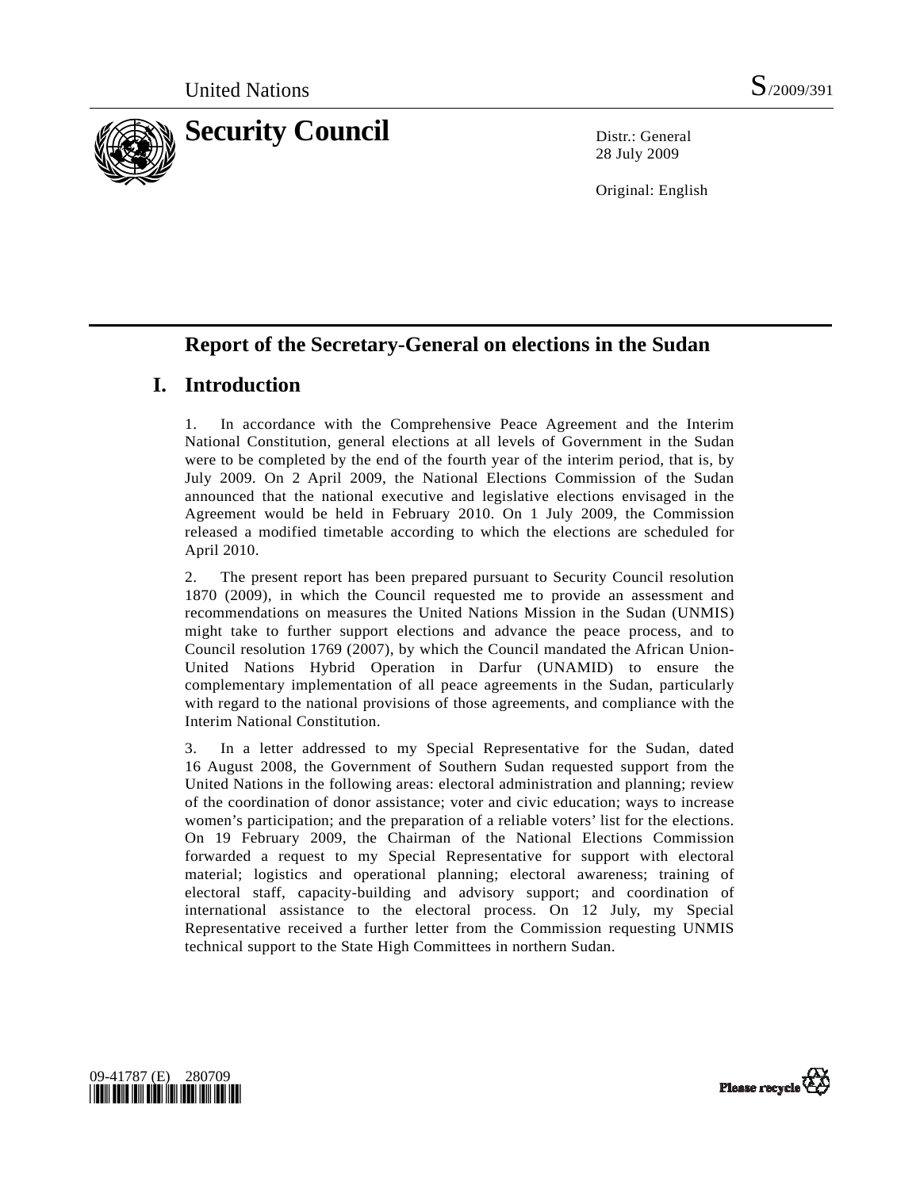United Nations S/2009/391

# Security Council

Distr.: General
28 July 2009

Original: English

## Report of the Secretary-General on elections in the Sudan

## I. Introduction

1. In accordance with the Comprehensive Peace Agreement and the Interim National Constitution, general elections at all levels of Government in the Sudan were to be completed by the end of the fourth year of the interim period, that is, by July 2009. On 2 April 2009, the National Elections Commission of the Sudan announced that the national executive and legislative elections envisaged in the Agreement would be held in February 2010. On 1 July 2009, the Commission released a modified timetable according to which the elections are scheduled for April 2010.

2. The present report has been prepared pursuant to Security Council resolution 1870 (2009), in which the Council requested me to provide an assessment and recommendations on measures the United Nations Mission in the Sudan (UNMIS) might take to further support elections and advance the peace process, and to Council resolution 1769 (2007), by which the Council mandated the African Union-United Nations Hybrid Operation in Darfur (UNAMID) to ensure the complementary implementation of all peace agreements in the Sudan, particularly with regard to the national provisions of those agreements, and compliance with the Interim National Constitution.

3. In a letter addressed to my Special Representative for the Sudan, dated 16 August 2008, the Government of Southern Sudan requested support from the United Nations in the following areas: electoral administration and planning; review of the coordination of donor assistance; voter and civic education; ways to increase women's participation; and the preparation of a reliable voters' list for the elections. On 19 February 2009, the Chairman of the National Elections Commission forwarded a request to my Special Representative for support with electoral material; logistics and operational planning; electoral awareness; training of electoral staff, capacity-building and advisory support; and coordination of international assistance to the electoral process. On 12 July, my Special Representative received a further letter from the Commission requesting UNMIS technical support to the State High Committees in northern Sudan.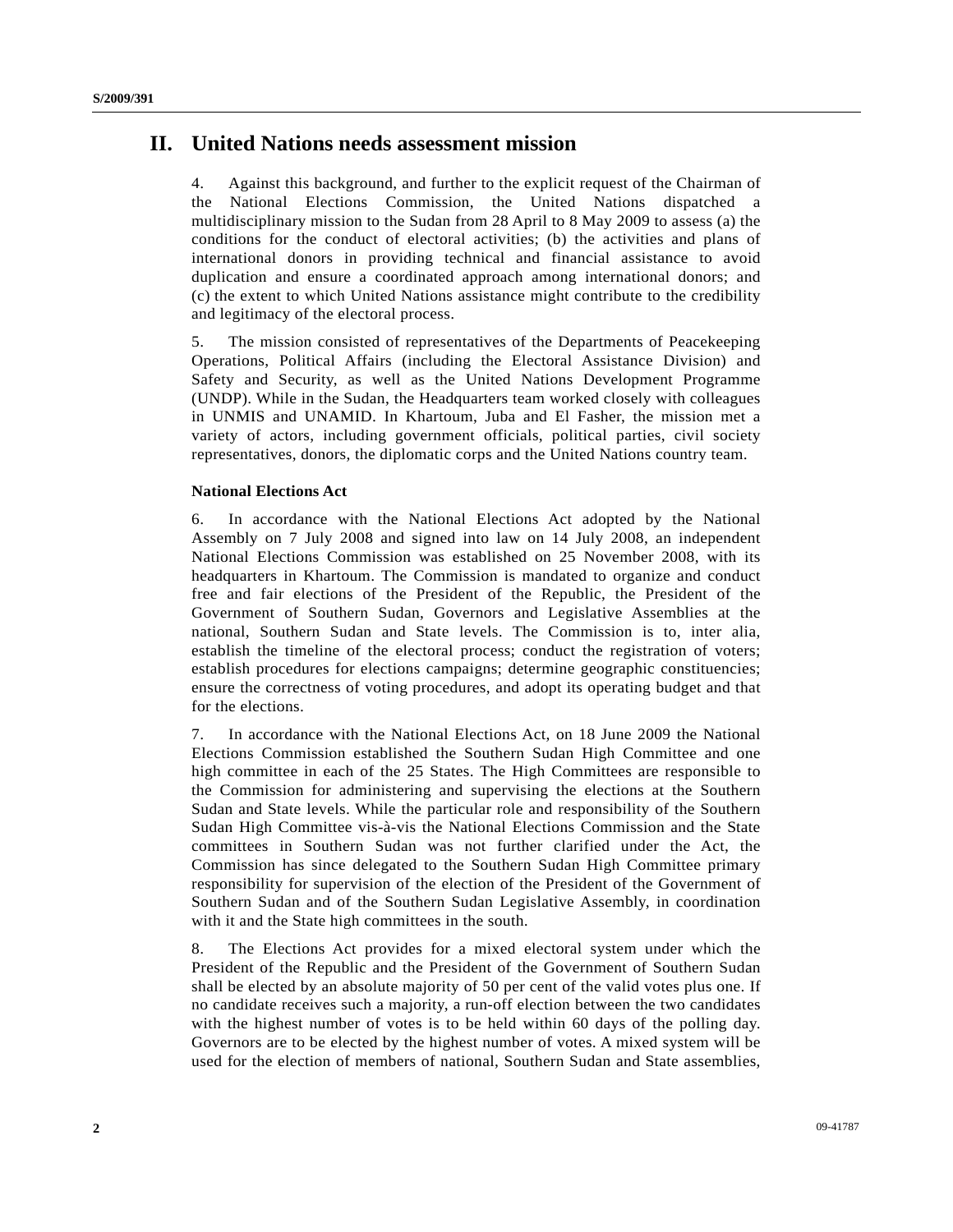## II. United Nations needs assessment mission

4. Against this background, and further to the explicit request of the Chairman of the National Elections Commission, the United Nations dispatched a multidisciplinary mission to the Sudan from 28 April to 8 May 2009 to assess (a) the conditions for the conduct of electoral activities; (b) the activities and plans of international donors in providing technical and financial assistance to avoid duplication and ensure a coordinated approach among international donors; and (c) the extent to which United Nations assistance might contribute to the credibility and legitimacy of the electoral process.

5. The mission consisted of representatives of the Departments of Peacekeeping Operations, Political Affairs (including the Electoral Assistance Division) and Safety and Security, as well as the United Nations Development Programme (UNDP). While in the Sudan, the Headquarters team worked closely with colleagues in UNMIS and UNAMID. In Khartoum, Juba and El Fasher, the mission met a variety of actors, including government officials, political parties, civil society representatives, donors, the diplomatic corps and the United Nations country team.

### National Elections Act

6. In accordance with the National Elections Act adopted by the National Assembly on 7 July 2008 and signed into law on 14 July 2008, an independent National Elections Commission was established on 25 November 2008, with its headquarters in Khartoum. The Commission is mandated to organize and conduct free and fair elections of the President of the Republic, the President of the Government of Southern Sudan, Governors and Legislative Assemblies at the national, Southern Sudan and State levels. The Commission is to, inter alia, establish the timeline of the electoral process; conduct the registration of voters; establish procedures for elections campaigns; determine geographic constituencies; ensure the correctness of voting procedures, and adopt its operating budget and that for the elections.

7. In accordance with the National Elections Act, on 18 June 2009 the National Elections Commission established the Southern Sudan High Committee and one high committee in each of the 25 States. The High Committees are responsible to the Commission for administering and supervising the elections at the Southern Sudan and State levels. While the particular role and responsibility of the Southern Sudan High Committee vis-à-vis the National Elections Commission and the State committees in Southern Sudan was not further clarified under the Act, the Commission has since delegated to the Southern Sudan High Committee primary responsibility for supervision of the election of the President of the Government of Southern Sudan and of the Southern Sudan Legislative Assembly, in coordination with it and the State high committees in the south.

8. The Elections Act provides for a mixed electoral system under which the President of the Republic and the President of the Government of Southern Sudan shall be elected by an absolute majority of 50 per cent of the valid votes plus one. If no candidate receives such a majority, a run-off election between the two candidates with the highest number of votes is to be held within 60 days of the polling day. Governors are to be elected by the highest number of votes. A mixed system will be used for the election of members of national, Southern Sudan and State assemblies,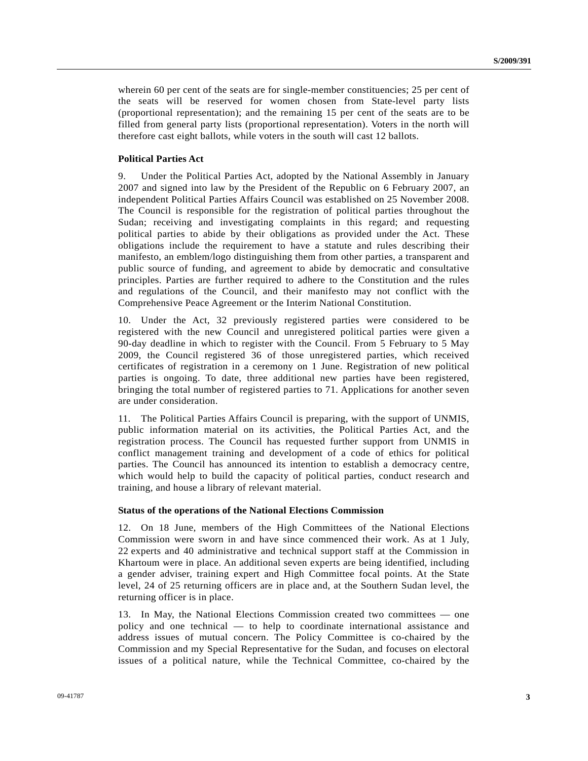wherein 60 per cent of the seats are for single-member constituencies; 25 per cent of the seats will be reserved for women chosen from State-level party lists (proportional representation); and the remaining 15 per cent of the seats are to be filled from general party lists (proportional representation). Voters in the north will therefore cast eight ballots, while voters in the south will cast 12 ballots.

**Political Parties Act**

9. Under the Political Parties Act, adopted by the National Assembly in January 2007 and signed into law by the President of the Republic on 6 February 2007, an independent Political Parties Affairs Council was established on 25 November 2008. The Council is responsible for the registration of political parties throughout the Sudan; receiving and investigating complaints in this regard; and requesting political parties to abide by their obligations as provided under the Act. These obligations include the requirement to have a statute and rules describing their manifesto, an emblem/logo distinguishing them from other parties, a transparent and public source of funding, and agreement to abide by democratic and consultative principles. Parties are further required to adhere to the Constitution and the rules and regulations of the Council, and their manifesto may not conflict with the Comprehensive Peace Agreement or the Interim National Constitution.

10. Under the Act, 32 previously registered parties were considered to be registered with the new Council and unregistered political parties were given a 90-day deadline in which to register with the Council. From 5 February to 5 May 2009, the Council registered 36 of those unregistered parties, which received certificates of registration in a ceremony on 1 June. Registration of new political parties is ongoing. To date, three additional new parties have been registered, bringing the total number of registered parties to 71. Applications for another seven are under consideration.

11. The Political Parties Affairs Council is preparing, with the support of UNMIS, public information material on its activities, the Political Parties Act, and the registration process. The Council has requested further support from UNMIS in conflict management training and development of a code of ethics for political parties. The Council has announced its intention to establish a democracy centre, which would help to build the capacity of political parties, conduct research and training, and house a library of relevant material.

**Status of the operations of the National Elections Commission**

12. On 18 June, members of the High Committees of the National Elections Commission were sworn in and have since commenced their work. As at 1 July, 22 experts and 40 administrative and technical support staff at the Commission in Khartoum were in place. An additional seven experts are being identified, including a gender adviser, training expert and High Committee focal points. At the State level, 24 of 25 returning officers are in place and, at the Southern Sudan level, the returning officer is in place.

13. In May, the National Elections Commission created two committees — one policy and one technical — to help to coordinate international assistance and address issues of mutual concern. The Policy Committee is co-chaired by the Commission and my Special Representative for the Sudan, and focuses on electoral issues of a political nature, while the Technical Committee, co-chaired by the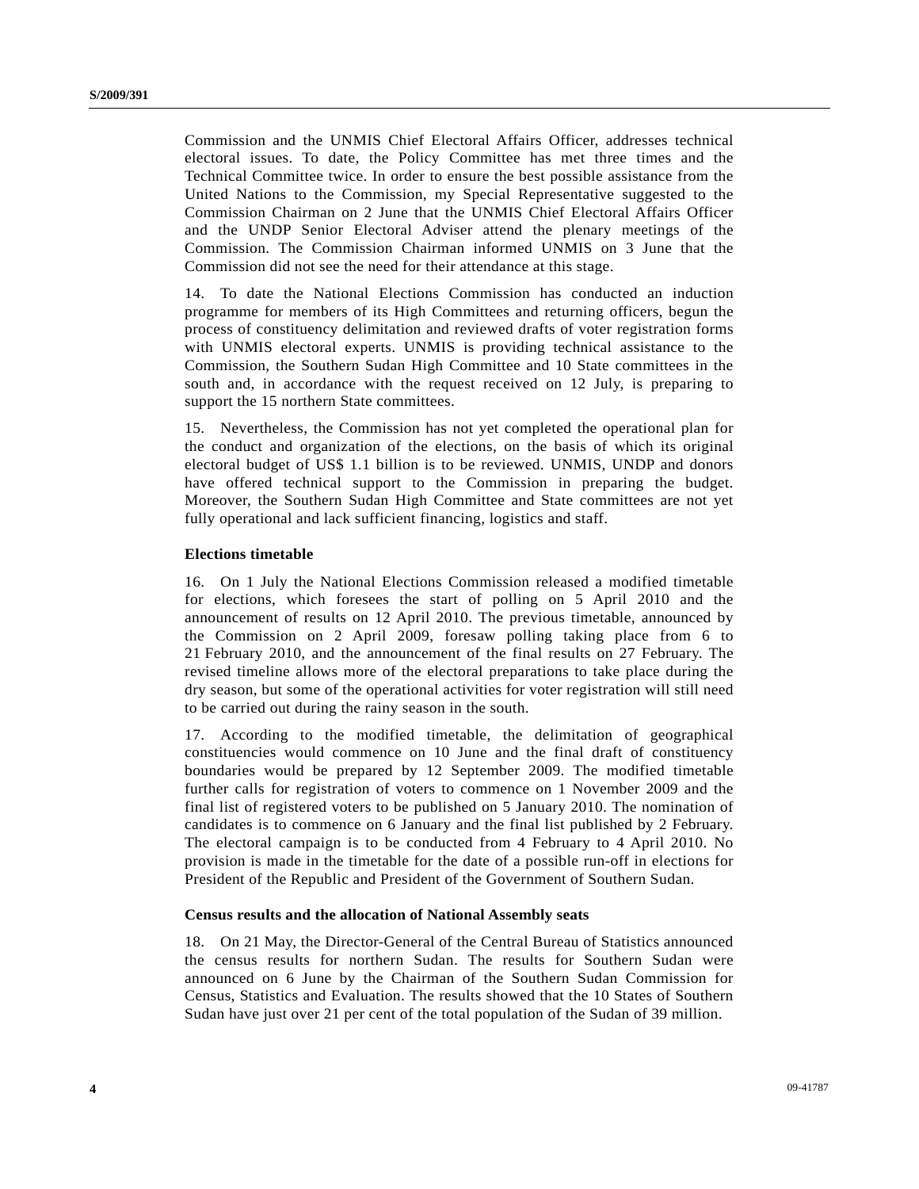Commission and the UNMIS Chief Electoral Affairs Officer, addresses technical electoral issues. To date, the Policy Committee has met three times and the Technical Committee twice. In order to ensure the best possible assistance from the United Nations to the Commission, my Special Representative suggested to the Commission Chairman on 2 June that the UNMIS Chief Electoral Affairs Officer and the UNDP Senior Electoral Adviser attend the plenary meetings of the Commission. The Commission Chairman informed UNMIS on 3 June that the Commission did not see the need for their attendance at this stage.

14. To date the National Elections Commission has conducted an induction programme for members of its High Committees and returning officers, begun the process of constituency delimitation and reviewed drafts of voter registration forms with UNMIS electoral experts. UNMIS is providing technical assistance to the Commission, the Southern Sudan High Committee and 10 State committees in the south and, in accordance with the request received on 12 July, is preparing to support the 15 northern State committees.

15. Nevertheless, the Commission has not yet completed the operational plan for the conduct and organization of the elections, on the basis of which its original electoral budget of US$ 1.1 billion is to be reviewed. UNMIS, UNDP and donors have offered technical support to the Commission in preparing the budget. Moreover, the Southern Sudan High Committee and State committees are not yet fully operational and lack sufficient financing, logistics and staff.

### Elections timetable

16. On 1 July the National Elections Commission released a modified timetable for elections, which foresees the start of polling on 5 April 2010 and the announcement of results on 12 April 2010. The previous timetable, announced by the Commission on 2 April 2009, foresaw polling taking place from 6 to 21 February 2010, and the announcement of the final results on 27 February. The revised timeline allows more of the electoral preparations to take place during the dry season, but some of the operational activities for voter registration will still need to be carried out during the rainy season in the south.

17. According to the modified timetable, the delimitation of geographical constituencies would commence on 10 June and the final draft of constituency boundaries would be prepared by 12 September 2009. The modified timetable further calls for registration of voters to commence on 1 November 2009 and the final list of registered voters to be published on 5 January 2010. The nomination of candidates is to commence on 6 January and the final list published by 2 February. The electoral campaign is to be conducted from 4 February to 4 April 2010. No provision is made in the timetable for the date of a possible run-off in elections for President of the Republic and President of the Government of Southern Sudan.

### Census results and the allocation of National Assembly seats

18. On 21 May, the Director-General of the Central Bureau of Statistics announced the census results for northern Sudan. The results for Southern Sudan were announced on 6 June by the Chairman of the Southern Sudan Commission for Census, Statistics and Evaluation. The results showed that the 10 States of Southern Sudan have just over 21 per cent of the total population of the Sudan of 39 million.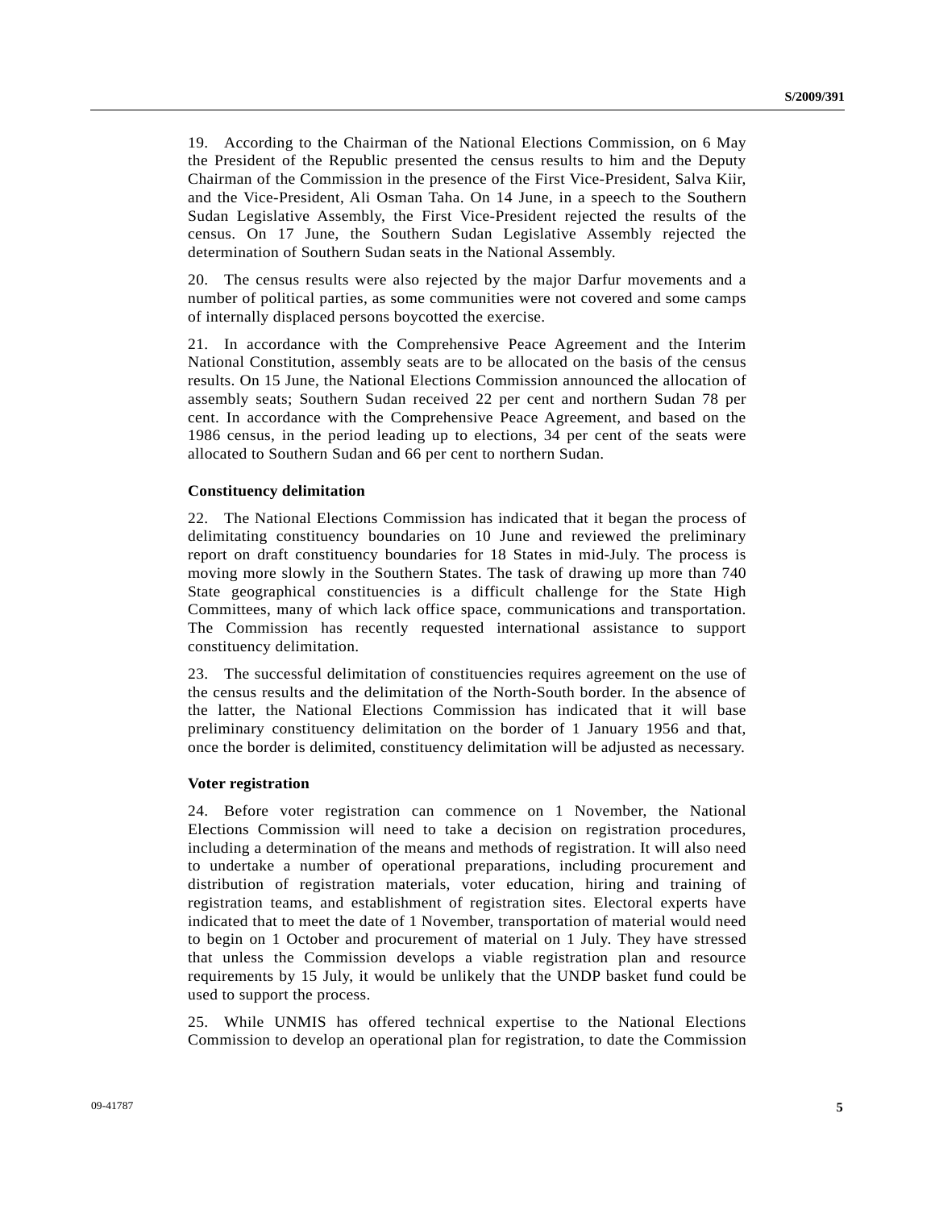19. According to the Chairman of the National Elections Commission, on 6 May the President of the Republic presented the census results to him and the Deputy Chairman of the Commission in the presence of the First Vice-President, Salva Kiir, and the Vice-President, Ali Osman Taha. On 14 June, in a speech to the Southern Sudan Legislative Assembly, the First Vice-President rejected the results of the census. On 17 June, the Southern Sudan Legislative Assembly rejected the determination of Southern Sudan seats in the National Assembly.

20. The census results were also rejected by the major Darfur movements and a number of political parties, as some communities were not covered and some camps of internally displaced persons boycotted the exercise.

21. In accordance with the Comprehensive Peace Agreement and the Interim National Constitution, assembly seats are to be allocated on the basis of the census results. On 15 June, the National Elections Commission announced the allocation of assembly seats; Southern Sudan received 22 per cent and northern Sudan 78 per cent. In accordance with the Comprehensive Peace Agreement, and based on the 1986 census, in the period leading up to elections, 34 per cent of the seats were allocated to Southern Sudan and 66 per cent to northern Sudan.

**Constituency delimitation**

22. The National Elections Commission has indicated that it began the process of delimitating constituency boundaries on 10 June and reviewed the preliminary report on draft constituency boundaries for 18 States in mid-July. The process is moving more slowly in the Southern States. The task of drawing up more than 740 State geographical constituencies is a difficult challenge for the State High Committees, many of which lack office space, communications and transportation. The Commission has recently requested international assistance to support constituency delimitation.

23. The successful delimitation of constituencies requires agreement on the use of the census results and the delimitation of the North-South border. In the absence of the latter, the National Elections Commission has indicated that it will base preliminary constituency delimitation on the border of 1 January 1956 and that, once the border is delimited, constituency delimitation will be adjusted as necessary.

**Voter registration**

24. Before voter registration can commence on 1 November, the National Elections Commission will need to take a decision on registration procedures, including a determination of the means and methods of registration. It will also need to undertake a number of operational preparations, including procurement and distribution of registration materials, voter education, hiring and training of registration teams, and establishment of registration sites. Electoral experts have indicated that to meet the date of 1 November, transportation of material would need to begin on 1 October and procurement of material on 1 July. They have stressed that unless the Commission develops a viable registration plan and resource requirements by 15 July, it would be unlikely that the UNDP basket fund could be used to support the process.

25. While UNMIS has offered technical expertise to the National Elections Commission to develop an operational plan for registration, to date the Commission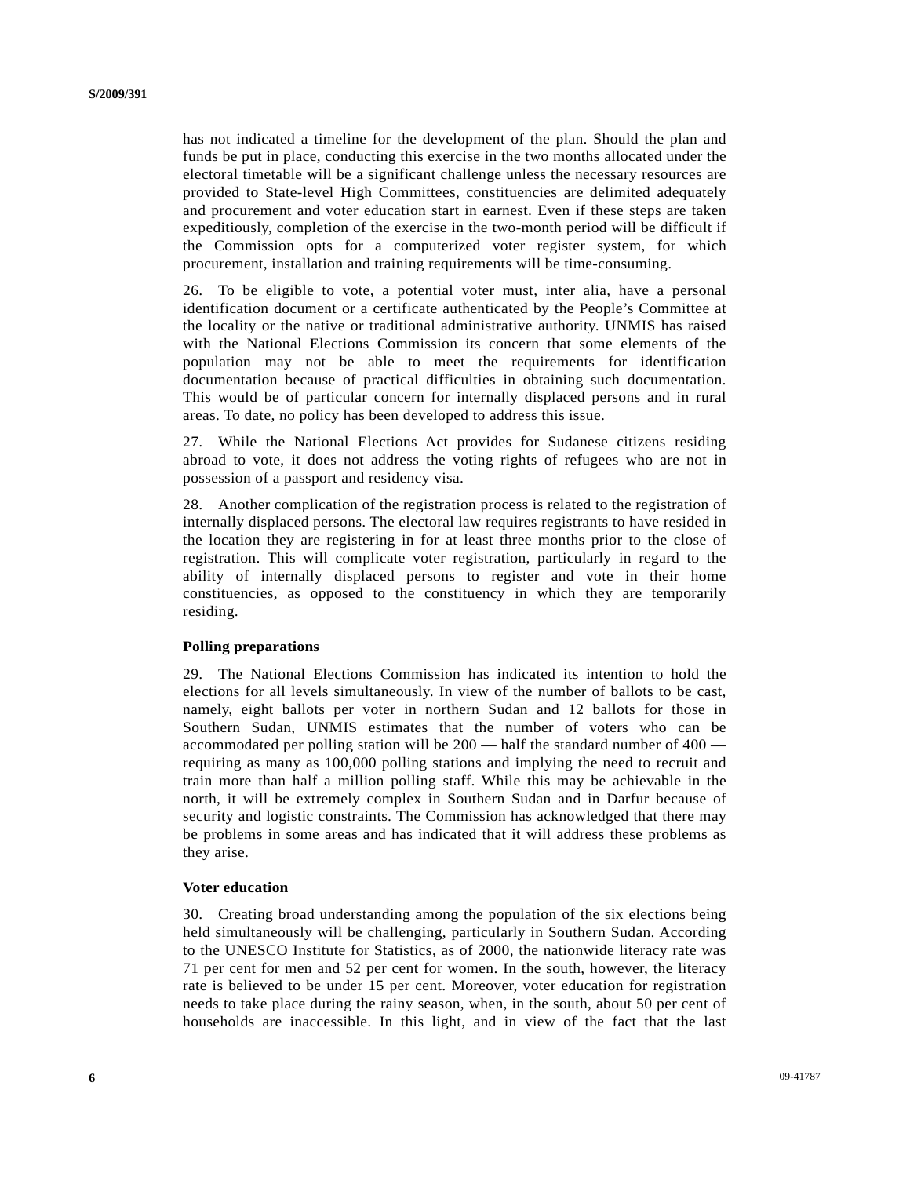has not indicated a timeline for the development of the plan. Should the plan and funds be put in place, conducting this exercise in the two months allocated under the electoral timetable will be a significant challenge unless the necessary resources are provided to State-level High Committees, constituencies are delimited adequately and procurement and voter education start in earnest. Even if these steps are taken expeditiously, completion of the exercise in the two-month period will be difficult if the Commission opts for a computerized voter register system, for which procurement, installation and training requirements will be time-consuming.

26. To be eligible to vote, a potential voter must, inter alia, have a personal identification document or a certificate authenticated by the People's Committee at the locality or the native or traditional administrative authority. UNMIS has raised with the National Elections Commission its concern that some elements of the population may not be able to meet the requirements for identification documentation because of practical difficulties in obtaining such documentation. This would be of particular concern for internally displaced persons and in rural areas. To date, no policy has been developed to address this issue.

27. While the National Elections Act provides for Sudanese citizens residing abroad to vote, it does not address the voting rights of refugees who are not in possession of a passport and residency visa.

28. Another complication of the registration process is related to the registration of internally displaced persons. The electoral law requires registrants to have resided in the location they are registering in for at least three months prior to the close of registration. This will complicate voter registration, particularly in regard to the ability of internally displaced persons to register and vote in their home constituencies, as opposed to the constituency in which they are temporarily residing.

**Polling preparations**

29. The National Elections Commission has indicated its intention to hold the elections for all levels simultaneously. In view of the number of ballots to be cast, namely, eight ballots per voter in northern Sudan and 12 ballots for those in Southern Sudan, UNMIS estimates that the number of voters who can be accommodated per polling station will be 200 — half the standard number of 400 — requiring as many as 100,000 polling stations and implying the need to recruit and train more than half a million polling staff. While this may be achievable in the north, it will be extremely complex in Southern Sudan and in Darfur because of security and logistic constraints. The Commission has acknowledged that there may be problems in some areas and has indicated that it will address these problems as they arise.

**Voter education**

30. Creating broad understanding among the population of the six elections being held simultaneously will be challenging, particularly in Southern Sudan. According to the UNESCO Institute for Statistics, as of 2000, the nationwide literacy rate was 71 per cent for men and 52 per cent for women. In the south, however, the literacy rate is believed to be under 15 per cent. Moreover, voter education for registration needs to take place during the rainy season, when, in the south, about 50 per cent of households are inaccessible. In this light, and in view of the fact that the last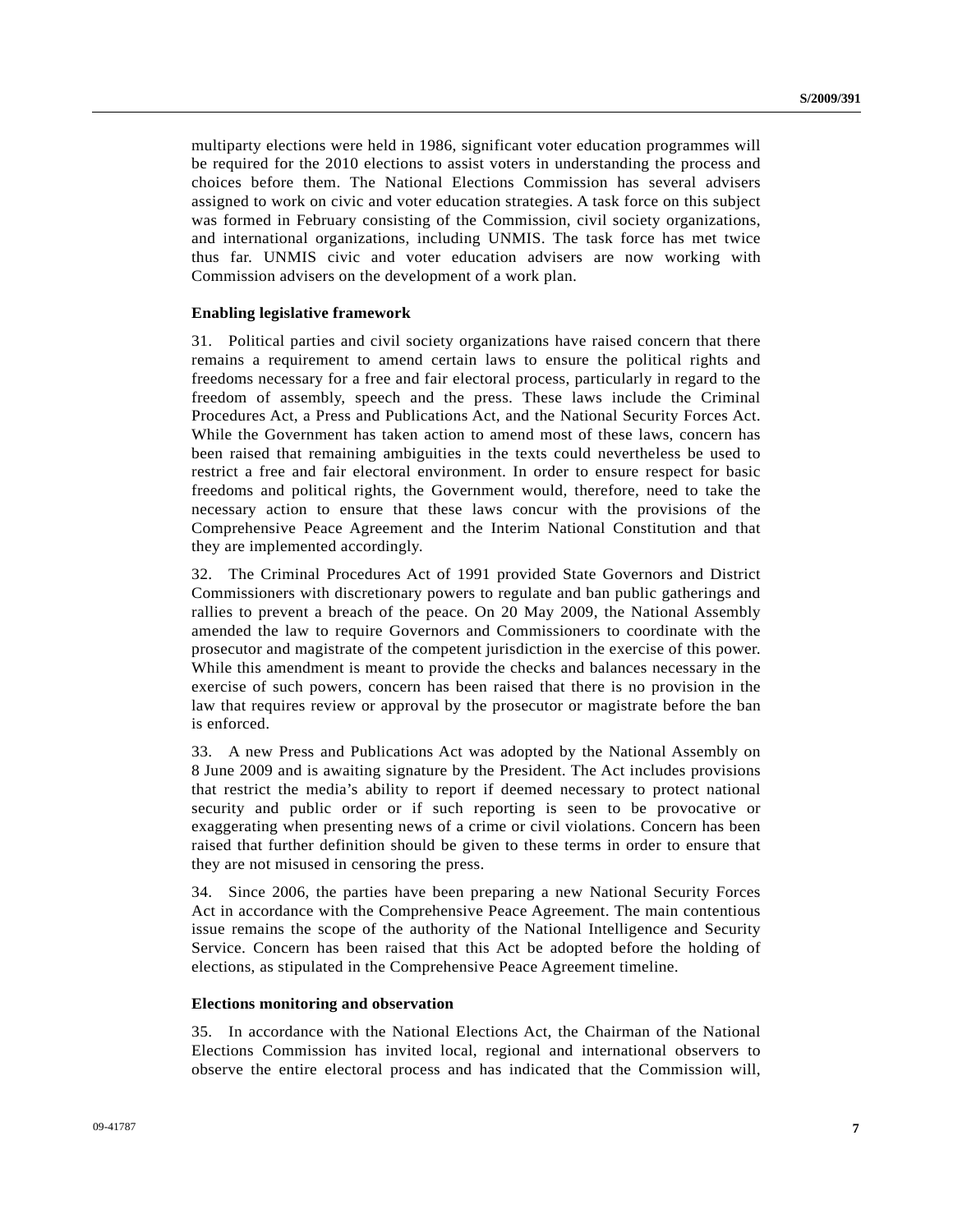multiparty elections were held in 1986, significant voter education programmes will be required for the 2010 elections to assist voters in understanding the process and choices before them. The National Elections Commission has several advisers assigned to work on civic and voter education strategies. A task force on this subject was formed in February consisting of the Commission, civil society organizations, and international organizations, including UNMIS. The task force has met twice thus far. UNMIS civic and voter education advisers are now working with Commission advisers on the development of a work plan.

**Enabling legislative framework**

31. Political parties and civil society organizations have raised concern that there remains a requirement to amend certain laws to ensure the political rights and freedoms necessary for a free and fair electoral process, particularly in regard to the freedom of assembly, speech and the press. These laws include the Criminal Procedures Act, a Press and Publications Act, and the National Security Forces Act. While the Government has taken action to amend most of these laws, concern has been raised that remaining ambiguities in the texts could nevertheless be used to restrict a free and fair electoral environment. In order to ensure respect for basic freedoms and political rights, the Government would, therefore, need to take the necessary action to ensure that these laws concur with the provisions of the Comprehensive Peace Agreement and the Interim National Constitution and that they are implemented accordingly.

32. The Criminal Procedures Act of 1991 provided State Governors and District Commissioners with discretionary powers to regulate and ban public gatherings and rallies to prevent a breach of the peace. On 20 May 2009, the National Assembly amended the law to require Governors and Commissioners to coordinate with the prosecutor and magistrate of the competent jurisdiction in the exercise of this power. While this amendment is meant to provide the checks and balances necessary in the exercise of such powers, concern has been raised that there is no provision in the law that requires review or approval by the prosecutor or magistrate before the ban is enforced.

33. A new Press and Publications Act was adopted by the National Assembly on 8 June 2009 and is awaiting signature by the President. The Act includes provisions that restrict the media's ability to report if deemed necessary to protect national security and public order or if such reporting is seen to be provocative or exaggerating when presenting news of a crime or civil violations. Concern has been raised that further definition should be given to these terms in order to ensure that they are not misused in censoring the press.

34. Since 2006, the parties have been preparing a new National Security Forces Act in accordance with the Comprehensive Peace Agreement. The main contentious issue remains the scope of the authority of the National Intelligence and Security Service. Concern has been raised that this Act be adopted before the holding of elections, as stipulated in the Comprehensive Peace Agreement timeline.

**Elections monitoring and observation**

35. In accordance with the National Elections Act, the Chairman of the National Elections Commission has invited local, regional and international observers to observe the entire electoral process and has indicated that the Commission will,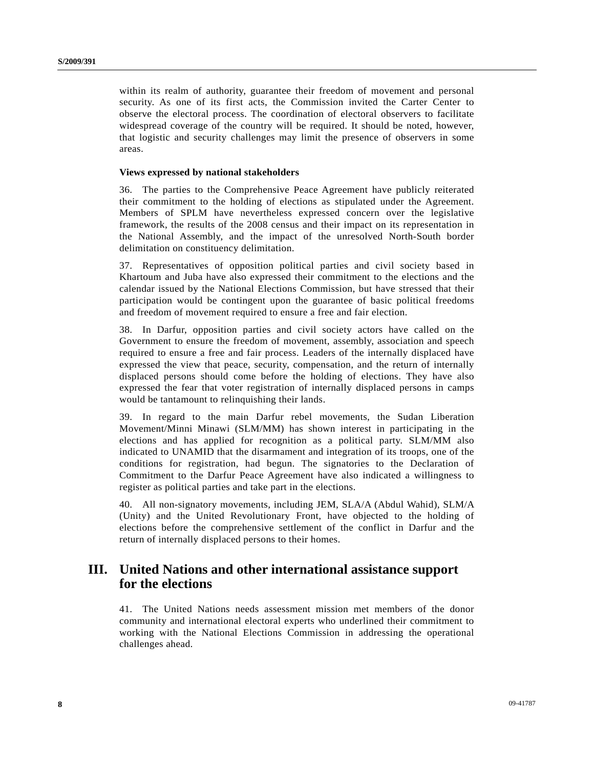within its realm of authority, guarantee their freedom of movement and personal security. As one of its first acts, the Commission invited the Carter Center to observe the electoral process. The coordination of electoral observers to facilitate widespread coverage of the country will be required. It should be noted, however, that logistic and security challenges may limit the presence of observers in some areas.

**Views expressed by national stakeholders**

36. The parties to the Comprehensive Peace Agreement have publicly reiterated their commitment to the holding of elections as stipulated under the Agreement. Members of SPLM have nevertheless expressed concern over the legislative framework, the results of the 2008 census and their impact on its representation in the National Assembly, and the impact of the unresolved North-South border delimitation on constituency delimitation.

37. Representatives of opposition political parties and civil society based in Khartoum and Juba have also expressed their commitment to the elections and the calendar issued by the National Elections Commission, but have stressed that their participation would be contingent upon the guarantee of basic political freedoms and freedom of movement required to ensure a free and fair election.

38. In Darfur, opposition parties and civil society actors have called on the Government to ensure the freedom of movement, assembly, association and speech required to ensure a free and fair process. Leaders of the internally displaced have expressed the view that peace, security, compensation, and the return of internally displaced persons should come before the holding of elections. They have also expressed the fear that voter registration of internally displaced persons in camps would be tantamount to relinquishing their lands.

39. In regard to the main Darfur rebel movements, the Sudan Liberation Movement/Minni Minawi (SLM/MM) has shown interest in participating in the elections and has applied for recognition as a political party. SLM/MM also indicated to UNAMID that the disarmament and integration of its troops, one of the conditions for registration, had begun. The signatories to the Declaration of Commitment to the Darfur Peace Agreement have also indicated a willingness to register as political parties and take part in the elections.

40. All non-signatory movements, including JEM, SLA/A (Abdul Wahid), SLM/A (Unity) and the United Revolutionary Front, have objected to the holding of elections before the comprehensive settlement of the conflict in Darfur and the return of internally displaced persons to their homes.

## III. United Nations and other international assistance support for the elections

41. The United Nations needs assessment mission met members of the donor community and international electoral experts who underlined their commitment to working with the National Elections Commission in addressing the operational challenges ahead.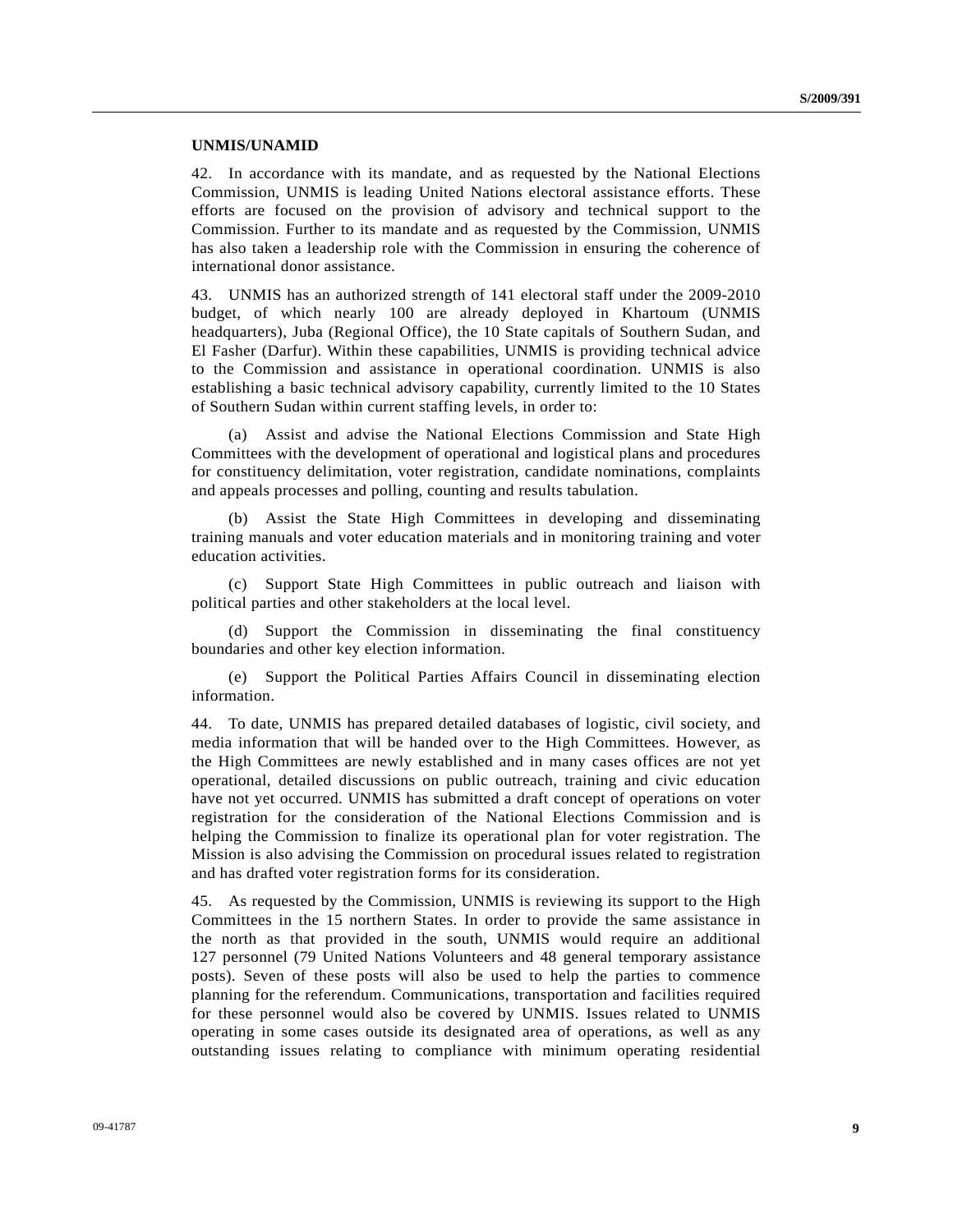**UNMIS/UNAMID**

42. In accordance with its mandate, and as requested by the National Elections Commission, UNMIS is leading United Nations electoral assistance efforts. These efforts are focused on the provision of advisory and technical support to the Commission. Further to its mandate and as requested by the Commission, UNMIS has also taken a leadership role with the Commission in ensuring the coherence of international donor assistance.

43. UNMIS has an authorized strength of 141 electoral staff under the 2009-2010 budget, of which nearly 100 are already deployed in Khartoum (UNMIS headquarters), Juba (Regional Office), the 10 State capitals of Southern Sudan, and El Fasher (Darfur). Within these capabilities, UNMIS is providing technical advice to the Commission and assistance in operational coordination. UNMIS is also establishing a basic technical advisory capability, currently limited to the 10 States of Southern Sudan within current staffing levels, in order to:

(a) Assist and advise the National Elections Commission and State High Committees with the development of operational and logistical plans and procedures for constituency delimitation, voter registration, candidate nominations, complaints and appeals processes and polling, counting and results tabulation.

(b) Assist the State High Committees in developing and disseminating training manuals and voter education materials and in monitoring training and voter education activities.

(c) Support State High Committees in public outreach and liaison with political parties and other stakeholders at the local level.

(d) Support the Commission in disseminating the final constituency boundaries and other key election information.

(e) Support the Political Parties Affairs Council in disseminating election information.

44. To date, UNMIS has prepared detailed databases of logistic, civil society, and media information that will be handed over to the High Committees. However, as the High Committees are newly established and in many cases offices are not yet operational, detailed discussions on public outreach, training and civic education have not yet occurred. UNMIS has submitted a draft concept of operations on voter registration for the consideration of the National Elections Commission and is helping the Commission to finalize its operational plan for voter registration. The Mission is also advising the Commission on procedural issues related to registration and has drafted voter registration forms for its consideration.

45. As requested by the Commission, UNMIS is reviewing its support to the High Committees in the 15 northern States. In order to provide the same assistance in the north as that provided in the south, UNMIS would require an additional 127 personnel (79 United Nations Volunteers and 48 general temporary assistance posts). Seven of these posts will also be used to help the parties to commence planning for the referendum. Communications, transportation and facilities required for these personnel would also be covered by UNMIS. Issues related to UNMIS operating in some cases outside its designated area of operations, as well as any outstanding issues relating to compliance with minimum operating residential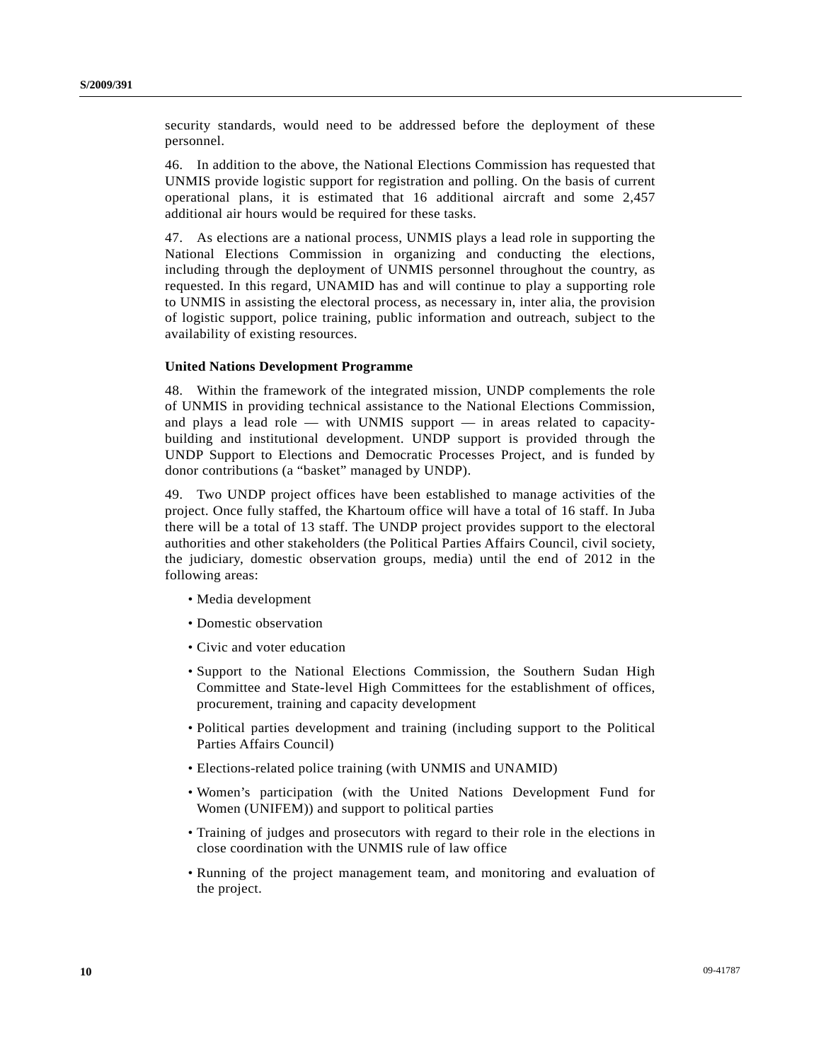security standards, would need to be addressed before the deployment of these personnel.

46. In addition to the above, the National Elections Commission has requested that UNMIS provide logistic support for registration and polling. On the basis of current operational plans, it is estimated that 16 additional aircraft and some 2,457 additional air hours would be required for these tasks.

47. As elections are a national process, UNMIS plays a lead role in supporting the National Elections Commission in organizing and conducting the elections, including through the deployment of UNMIS personnel throughout the country, as requested. In this regard, UNAMID has and will continue to play a supporting role to UNMIS in assisting the electoral process, as necessary in, inter alia, the provision of logistic support, police training, public information and outreach, subject to the availability of existing resources.

**United Nations Development Programme**

48. Within the framework of the integrated mission, UNDP complements the role of UNMIS in providing technical assistance to the National Elections Commission, and plays a lead role — with UNMIS support — in areas related to capacity-building and institutional development. UNDP support is provided through the UNDP Support to Elections and Democratic Processes Project, and is funded by donor contributions (a "basket" managed by UNDP).

49. Two UNDP project offices have been established to manage activities of the project. Once fully staffed, the Khartoum office will have a total of 16 staff. In Juba there will be a total of 13 staff. The UNDP project provides support to the electoral authorities and other stakeholders (the Political Parties Affairs Council, civil society, the judiciary, domestic observation groups, media) until the end of 2012 in the following areas:

- Media development
- Domestic observation
- Civic and voter education
- Support to the National Elections Commission, the Southern Sudan High Committee and State-level High Committees for the establishment of offices, procurement, training and capacity development
- Political parties development and training (including support to the Political Parties Affairs Council)
- Elections-related police training (with UNMIS and UNAMID)
- Women's participation (with the United Nations Development Fund for Women (UNIFEM)) and support to political parties
- Training of judges and prosecutors with regard to their role in the elections in close coordination with the UNMIS rule of law office
- Running of the project management team, and monitoring and evaluation of the project.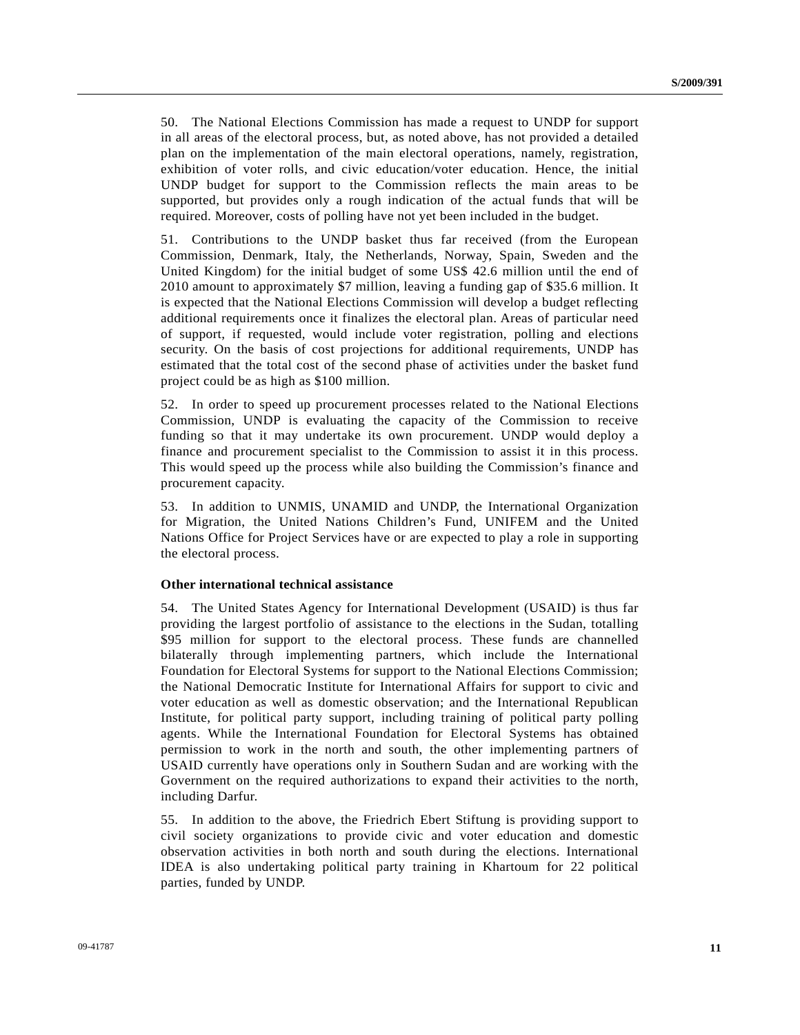50. The National Elections Commission has made a request to UNDP for support in all areas of the electoral process, but, as noted above, has not provided a detailed plan on the implementation of the main electoral operations, namely, registration, exhibition of voter rolls, and civic education/voter education. Hence, the initial UNDP budget for support to the Commission reflects the main areas to be supported, but provides only a rough indication of the actual funds that will be required. Moreover, costs of polling have not yet been included in the budget.

51. Contributions to the UNDP basket thus far received (from the European Commission, Denmark, Italy, the Netherlands, Norway, Spain, Sweden and the United Kingdom) for the initial budget of some US$ 42.6 million until the end of 2010 amount to approximately $7 million, leaving a funding gap of $35.6 million. It is expected that the National Elections Commission will develop a budget reflecting additional requirements once it finalizes the electoral plan. Areas of particular need of support, if requested, would include voter registration, polling and elections security. On the basis of cost projections for additional requirements, UNDP has estimated that the total cost of the second phase of activities under the basket fund project could be as high as $100 million.

52. In order to speed up procurement processes related to the National Elections Commission, UNDP is evaluating the capacity of the Commission to receive funding so that it may undertake its own procurement. UNDP would deploy a finance and procurement specialist to the Commission to assist it in this process. This would speed up the process while also building the Commission's finance and procurement capacity.

53. In addition to UNMIS, UNAMID and UNDP, the International Organization for Migration, the United Nations Children's Fund, UNIFEM and the United Nations Office for Project Services have or are expected to play a role in supporting the electoral process.

**Other international technical assistance**

54. The United States Agency for International Development (USAID) is thus far providing the largest portfolio of assistance to the elections in the Sudan, totalling $95 million for support to the electoral process. These funds are channelled bilaterally through implementing partners, which include the International Foundation for Electoral Systems for support to the National Elections Commission; the National Democratic Institute for International Affairs for support to civic and voter education as well as domestic observation; and the International Republican Institute, for political party support, including training of political party polling agents. While the International Foundation for Electoral Systems has obtained permission to work in the north and south, the other implementing partners of USAID currently have operations only in Southern Sudan and are working with the Government on the required authorizations to expand their activities to the north, including Darfur.

55. In addition to the above, the Friedrich Ebert Stiftung is providing support to civil society organizations to provide civic and voter education and domestic observation activities in both north and south during the elections. International IDEA is also undertaking political party training in Khartoum for 22 political parties, funded by UNDP.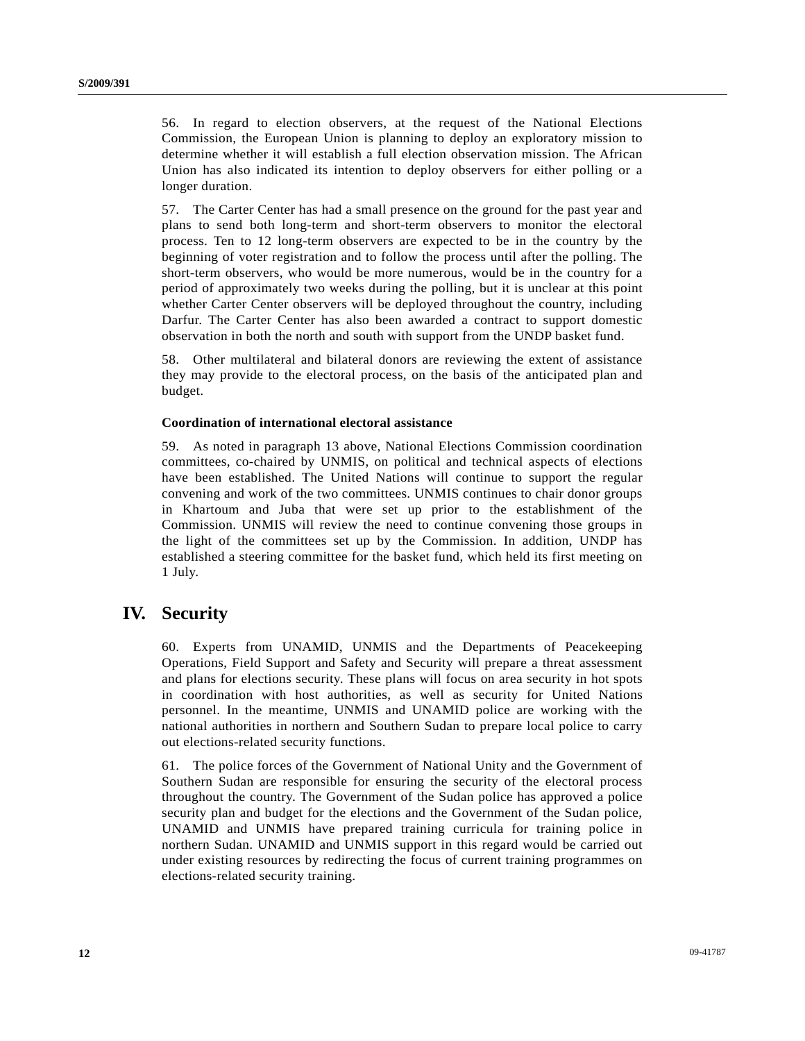56. In regard to election observers, at the request of the National Elections Commission, the European Union is planning to deploy an exploratory mission to determine whether it will establish a full election observation mission. The African Union has also indicated its intention to deploy observers for either polling or a longer duration.

57. The Carter Center has had a small presence on the ground for the past year and plans to send both long-term and short-term observers to monitor the electoral process. Ten to 12 long-term observers are expected to be in the country by the beginning of voter registration and to follow the process until after the polling. The short-term observers, who would be more numerous, would be in the country for a period of approximately two weeks during the polling, but it is unclear at this point whether Carter Center observers will be deployed throughout the country, including Darfur. The Carter Center has also been awarded a contract to support domestic observation in both the north and south with support from the UNDP basket fund.

58. Other multilateral and bilateral donors are reviewing the extent of assistance they may provide to the electoral process, on the basis of the anticipated plan and budget.

### Coordination of international electoral assistance

59. As noted in paragraph 13 above, National Elections Commission coordination committees, co-chaired by UNMIS, on political and technical aspects of elections have been established. The United Nations will continue to support the regular convening and work of the two committees. UNMIS continues to chair donor groups in Khartoum and Juba that were set up prior to the establishment of the Commission. UNMIS will review the need to continue convening those groups in the light of the committees set up by the Commission. In addition, UNDP has established a steering committee for the basket fund, which held its first meeting on 1 July.

## IV. Security

60. Experts from UNAMID, UNMIS and the Departments of Peacekeeping Operations, Field Support and Safety and Security will prepare a threat assessment and plans for elections security. These plans will focus on area security in hot spots in coordination with host authorities, as well as security for United Nations personnel. In the meantime, UNMIS and UNAMID police are working with the national authorities in northern and Southern Sudan to prepare local police to carry out elections-related security functions.

61. The police forces of the Government of National Unity and the Government of Southern Sudan are responsible for ensuring the security of the electoral process throughout the country. The Government of the Sudan police has approved a police security plan and budget for the elections and the Government of the Sudan police, UNAMID and UNMIS have prepared training curricula for training police in northern Sudan. UNAMID and UNMIS support in this regard would be carried out under existing resources by redirecting the focus of current training programmes on elections-related security training.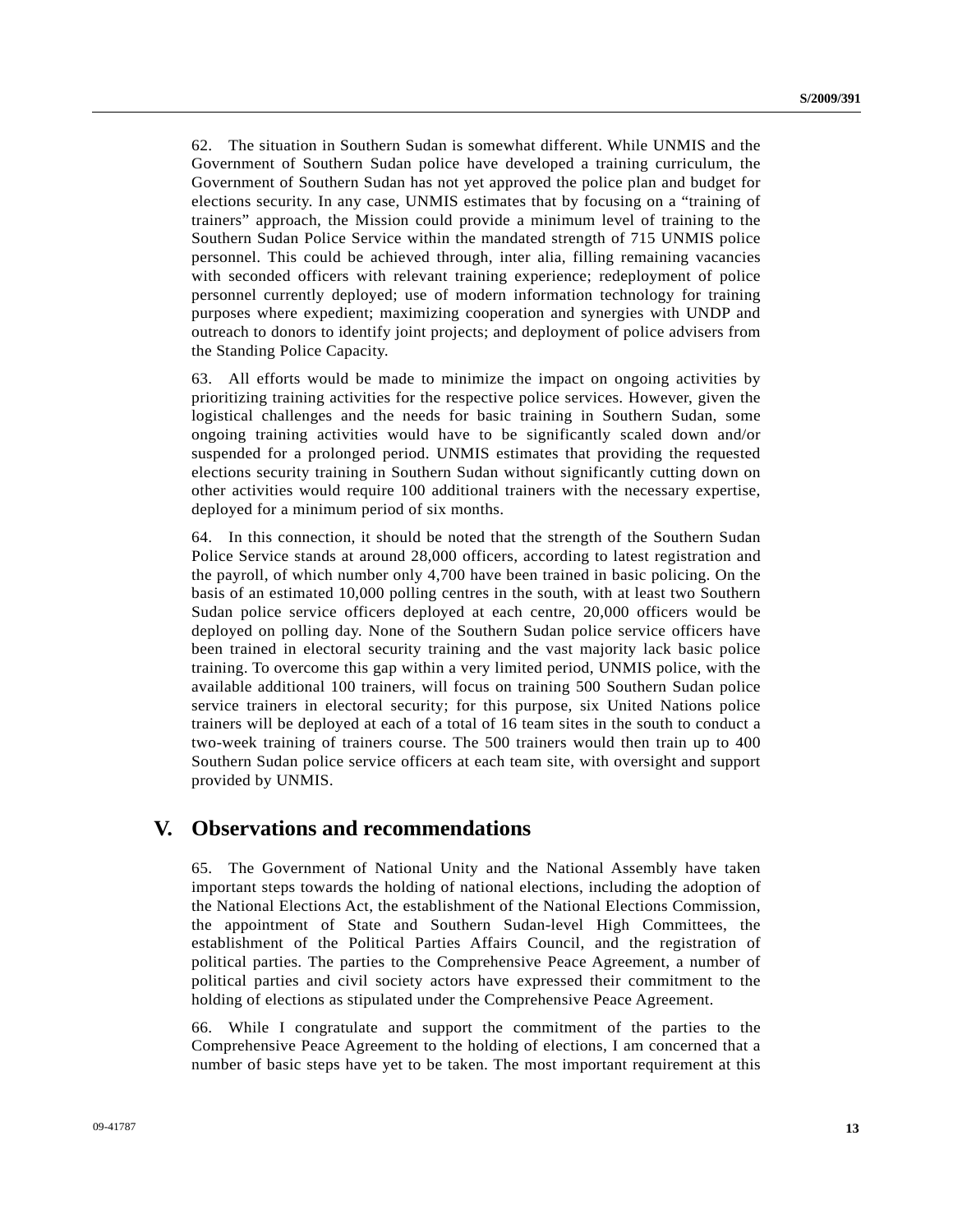62. The situation in Southern Sudan is somewhat different. While UNMIS and the Government of Southern Sudan police have developed a training curriculum, the Government of Southern Sudan has not yet approved the police plan and budget for elections security. In any case, UNMIS estimates that by focusing on a "training of trainers" approach, the Mission could provide a minimum level of training to the Southern Sudan Police Service within the mandated strength of 715 UNMIS police personnel. This could be achieved through, inter alia, filling remaining vacancies with seconded officers with relevant training experience; redeployment of police personnel currently deployed; use of modern information technology for training purposes where expedient; maximizing cooperation and synergies with UNDP and outreach to donors to identify joint projects; and deployment of police advisers from the Standing Police Capacity.

63. All efforts would be made to minimize the impact on ongoing activities by prioritizing training activities for the respective police services. However, given the logistical challenges and the needs for basic training in Southern Sudan, some ongoing training activities would have to be significantly scaled down and/or suspended for a prolonged period. UNMIS estimates that providing the requested elections security training in Southern Sudan without significantly cutting down on other activities would require 100 additional trainers with the necessary expertise, deployed for a minimum period of six months.

64. In this connection, it should be noted that the strength of the Southern Sudan Police Service stands at around 28,000 officers, according to latest registration and the payroll, of which number only 4,700 have been trained in basic policing. On the basis of an estimated 10,000 polling centres in the south, with at least two Southern Sudan police service officers deployed at each centre, 20,000 officers would be deployed on polling day. None of the Southern Sudan police service officers have been trained in electoral security training and the vast majority lack basic police training. To overcome this gap within a very limited period, UNMIS police, with the available additional 100 trainers, will focus on training 500 Southern Sudan police service trainers in electoral security; for this purpose, six United Nations police trainers will be deployed at each of a total of 16 team sites in the south to conduct a two-week training of trainers course. The 500 trainers would then train up to 400 Southern Sudan police service officers at each team site, with oversight and support provided by UNMIS.

## V. Observations and recommendations

65. The Government of National Unity and the National Assembly have taken important steps towards the holding of national elections, including the adoption of the National Elections Act, the establishment of the National Elections Commission, the appointment of State and Southern Sudan-level High Committees, the establishment of the Political Parties Affairs Council, and the registration of political parties. The parties to the Comprehensive Peace Agreement, a number of political parties and civil society actors have expressed their commitment to the holding of elections as stipulated under the Comprehensive Peace Agreement.

66. While I congratulate and support the commitment of the parties to the Comprehensive Peace Agreement to the holding of elections, I am concerned that a number of basic steps have yet to be taken. The most important requirement at this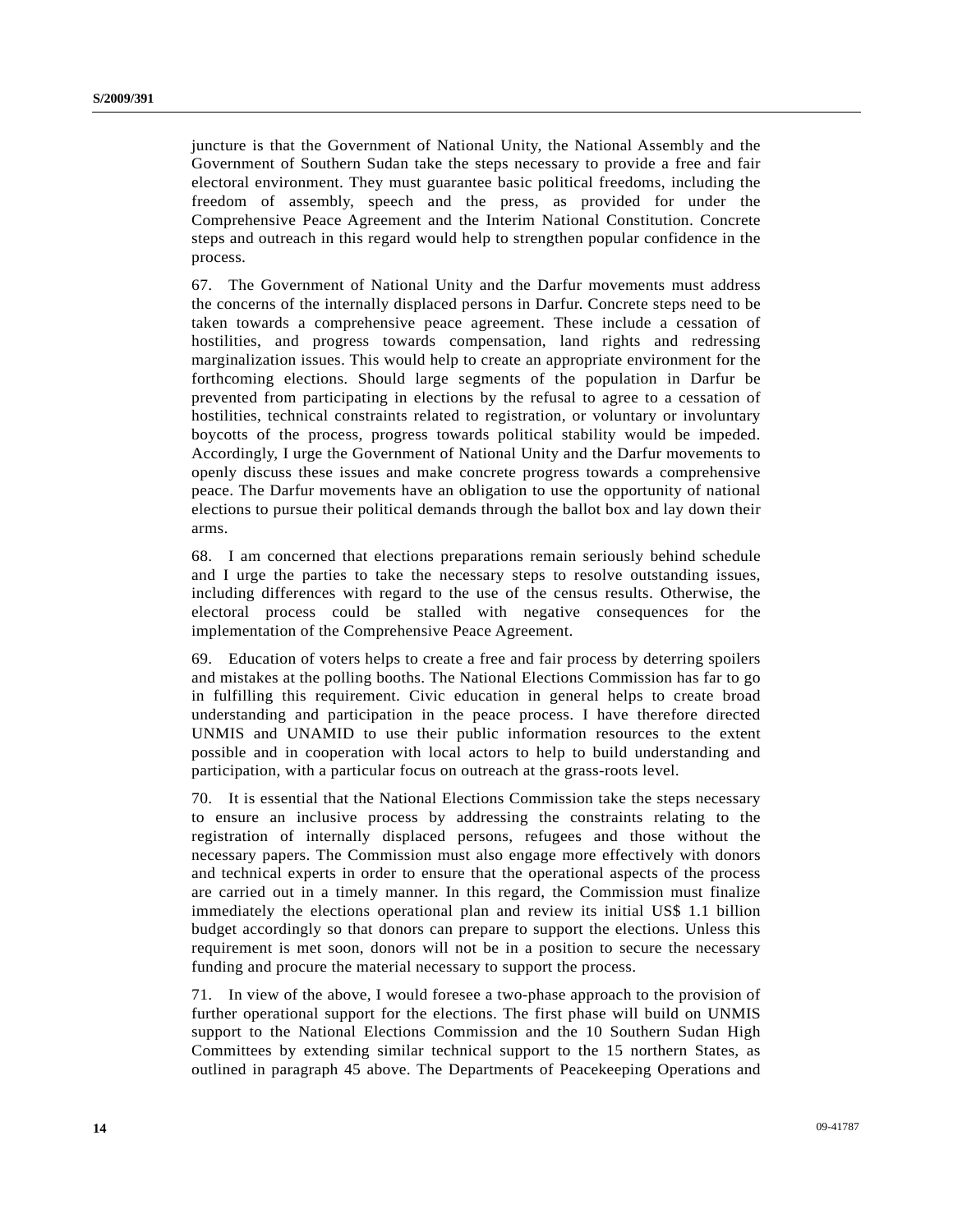juncture is that the Government of National Unity, the National Assembly and the Government of Southern Sudan take the steps necessary to provide a free and fair electoral environment. They must guarantee basic political freedoms, including the freedom of assembly, speech and the press, as provided for under the Comprehensive Peace Agreement and the Interim National Constitution. Concrete steps and outreach in this regard would help to strengthen popular confidence in the process.

67. The Government of National Unity and the Darfur movements must address the concerns of the internally displaced persons in Darfur. Concrete steps need to be taken towards a comprehensive peace agreement. These include a cessation of hostilities, and progress towards compensation, land rights and redressing marginalization issues. This would help to create an appropriate environment for the forthcoming elections. Should large segments of the population in Darfur be prevented from participating in elections by the refusal to agree to a cessation of hostilities, technical constraints related to registration, or voluntary or involuntary boycotts of the process, progress towards political stability would be impeded. Accordingly, I urge the Government of National Unity and the Darfur movements to openly discuss these issues and make concrete progress towards a comprehensive peace. The Darfur movements have an obligation to use the opportunity of national elections to pursue their political demands through the ballot box and lay down their arms.

68. I am concerned that elections preparations remain seriously behind schedule and I urge the parties to take the necessary steps to resolve outstanding issues, including differences with regard to the use of the census results. Otherwise, the electoral process could be stalled with negative consequences for the implementation of the Comprehensive Peace Agreement.

69. Education of voters helps to create a free and fair process by deterring spoilers and mistakes at the polling booths. The National Elections Commission has far to go in fulfilling this requirement. Civic education in general helps to create broad understanding and participation in the peace process. I have therefore directed UNMIS and UNAMID to use their public information resources to the extent possible and in cooperation with local actors to help to build understanding and participation, with a particular focus on outreach at the grass-roots level.

70. It is essential that the National Elections Commission take the steps necessary to ensure an inclusive process by addressing the constraints relating to the registration of internally displaced persons, refugees and those without the necessary papers. The Commission must also engage more effectively with donors and technical experts in order to ensure that the operational aspects of the process are carried out in a timely manner. In this regard, the Commission must finalize immediately the elections operational plan and review its initial US$ 1.1 billion budget accordingly so that donors can prepare to support the elections. Unless this requirement is met soon, donors will not be in a position to secure the necessary funding and procure the material necessary to support the process.

71. In view of the above, I would foresee a two-phase approach to the provision of further operational support for the elections. The first phase will build on UNMIS support to the National Elections Commission and the 10 Southern Sudan High Committees by extending similar technical support to the 15 northern States, as outlined in paragraph 45 above. The Departments of Peacekeeping Operations and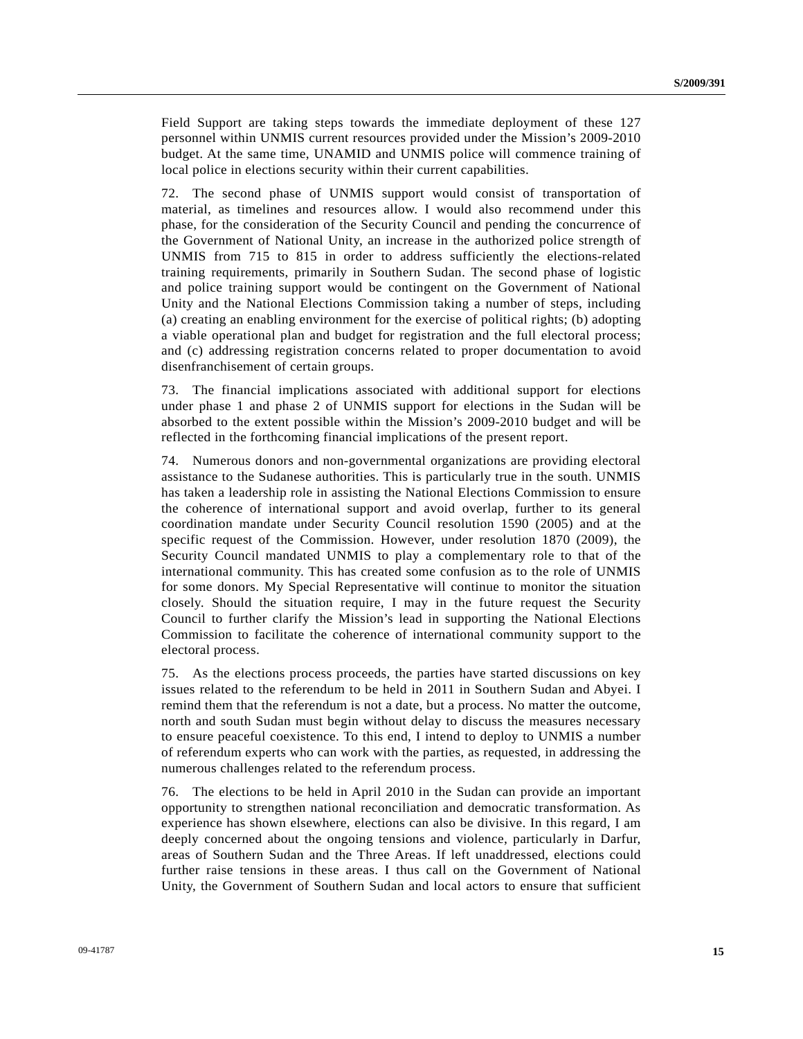Field Support are taking steps towards the immediate deployment of these 127 personnel within UNMIS current resources provided under the Mission's 2009-2010 budget. At the same time, UNAMID and UNMIS police will commence training of local police in elections security within their current capabilities.

72. The second phase of UNMIS support would consist of transportation of material, as timelines and resources allow. I would also recommend under this phase, for the consideration of the Security Council and pending the concurrence of the Government of National Unity, an increase in the authorized police strength of UNMIS from 715 to 815 in order to address sufficiently the elections-related training requirements, primarily in Southern Sudan. The second phase of logistic and police training support would be contingent on the Government of National Unity and the National Elections Commission taking a number of steps, including (a) creating an enabling environment for the exercise of political rights; (b) adopting a viable operational plan and budget for registration and the full electoral process; and (c) addressing registration concerns related to proper documentation to avoid disenfranchisement of certain groups.

73. The financial implications associated with additional support for elections under phase 1 and phase 2 of UNMIS support for elections in the Sudan will be absorbed to the extent possible within the Mission's 2009-2010 budget and will be reflected in the forthcoming financial implications of the present report.

74. Numerous donors and non-governmental organizations are providing electoral assistance to the Sudanese authorities. This is particularly true in the south. UNMIS has taken a leadership role in assisting the National Elections Commission to ensure the coherence of international support and avoid overlap, further to its general coordination mandate under Security Council resolution 1590 (2005) and at the specific request of the Commission. However, under resolution 1870 (2009), the Security Council mandated UNMIS to play a complementary role to that of the international community. This has created some confusion as to the role of UNMIS for some donors. My Special Representative will continue to monitor the situation closely. Should the situation require, I may in the future request the Security Council to further clarify the Mission's lead in supporting the National Elections Commission to facilitate the coherence of international community support to the electoral process.

75. As the elections process proceeds, the parties have started discussions on key issues related to the referendum to be held in 2011 in Southern Sudan and Abyei. I remind them that the referendum is not a date, but a process. No matter the outcome, north and south Sudan must begin without delay to discuss the measures necessary to ensure peaceful coexistence. To this end, I intend to deploy to UNMIS a number of referendum experts who can work with the parties, as requested, in addressing the numerous challenges related to the referendum process.

76. The elections to be held in April 2010 in the Sudan can provide an important opportunity to strengthen national reconciliation and democratic transformation. As experience has shown elsewhere, elections can also be divisive. In this regard, I am deeply concerned about the ongoing tensions and violence, particularly in Darfur, areas of Southern Sudan and the Three Areas. If left unaddressed, elections could further raise tensions in these areas. I thus call on the Government of National Unity, the Government of Southern Sudan and local actors to ensure that sufficient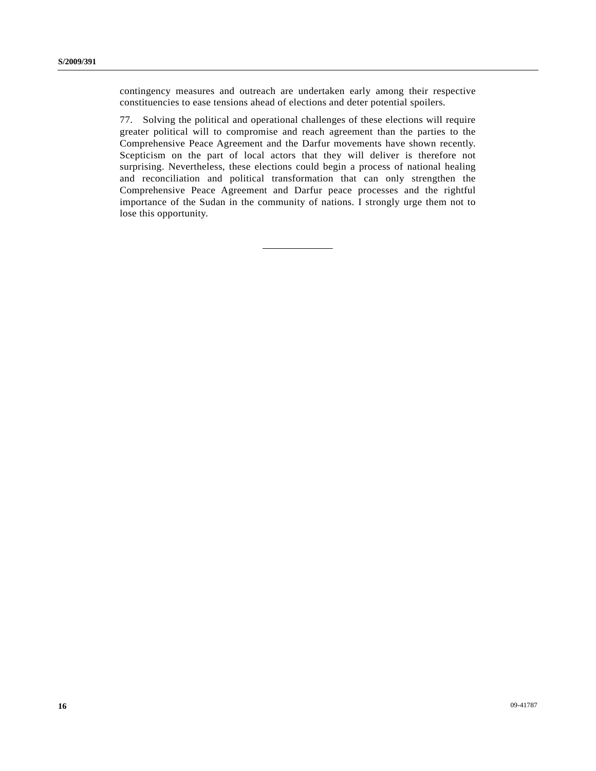contingency measures and outreach are undertaken early among their respective constituencies to ease tensions ahead of elections and deter potential spoilers.

77. Solving the political and operational challenges of these elections will require greater political will to compromise and reach agreement than the parties to the Comprehensive Peace Agreement and the Darfur movements have shown recently. Scepticism on the part of local actors that they will deliver is therefore not surprising. Nevertheless, these elections could begin a process of national healing and reconciliation and political transformation that can only strengthen the Comprehensive Peace Agreement and Darfur peace processes and the rightful importance of the Sudan in the community of nations. I strongly urge them not to lose this opportunity.